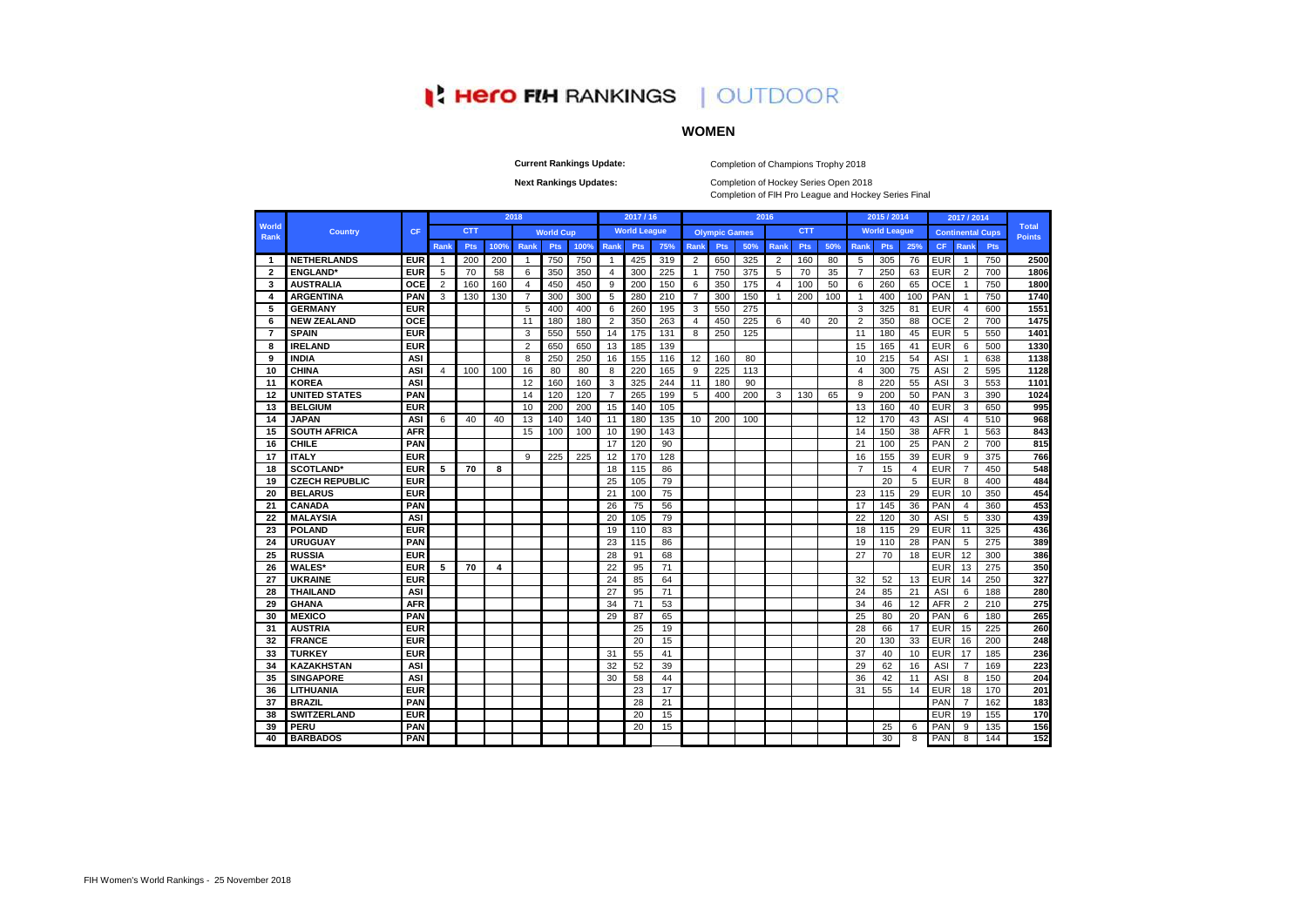# Hero FIH RANKINGS | OUTDOOR

## WOMEN

**Current Rankings Update:** Completion of Champions Trophy 2018

**Next Rankings Updates:** Completion of Hockey Series Open 2018
Completion of FIH Pro League and Hockey Series Final

| World Rank | Country | CF | 2018 | | | | | | 2017 / 16 | | | 2016 | | | | | | 2015 / 2014 | | | 2017 / 2014 | | | Total Points |
|---|---|---|---|---|---|---|---|---|---|---|---|---|---|---|---|---|---|---|---|---|---|---|---|---|
| | | | CTT | | | World Cup | | | World League | | | Olympic Games | | | CTT | | | World League | | | Continental Cups | | | |
| | | | Rank | Pts | 100% | Rank | Pts | 100% | Rank | Pts | 75% | Rank | Pts | 50% | Rank | Pts | 50% | Rank | Pts | 25% | CF | Rank | Pts | |
| 1 | NETHERLANDS | EUR | 1 | 200 | 200 | 1 | 750 | 750 | 1 | 425 | 319 | 2 | 650 | 325 | 2 | 160 | 80 | 5 | 305 | 76 | EUR | 1 | 750 | 2500 |
| 2 | ENGLAND* | EUR | 5 | 70 | 58 | 6 | 350 | 350 | 4 | 300 | 225 | 1 | 750 | 375 | 5 | 70 | 35 | 7 | 250 | 63 | EUR | 2 | 700 | 1806 |
| 3 | AUSTRALIA | OCE | 2 | 160 | 160 | 4 | 450 | 450 | 9 | 200 | 150 | 6 | 350 | 175 | 4 | 100 | 50 | 6 | 260 | 65 | OCE | 1 | 750 | 1800 |
| 4 | ARGENTINA | PAN | 3 | 130 | 130 | 7 | 300 | 300 | 5 | 280 | 210 | 7 | 300 | 150 | 1 | 200 | 100 | 1 | 400 | 100 | PAN | 1 | 750 | 1740 |
| 5 | GERMANY | EUR | | | | 5 | 400 | 400 | 6 | 260 | 195 | 3 | 550 | 275 | | | | 3 | 325 | 81 | EUR | 4 | 600 | 1551 |
| 6 | NEW ZEALAND | OCE | | | | 11 | 180 | 180 | 2 | 350 | 263 | 4 | 450 | 225 | 6 | 40 | 20 | 2 | 350 | 88 | OCE | 2 | 700 | 1475 |
| 7 | SPAIN | EUR | | | | 3 | 550 | 550 | 14 | 175 | 131 | 8 | 250 | 125 | | | | 11 | 180 | 45 | EUR | 5 | 550 | 1401 |
| 8 | IRELAND | EUR | | | | 2 | 650 | 650 | 13 | 185 | 139 | | | | | | | 15 | 165 | 41 | EUR | 6 | 500 | 1330 |
| 9 | INDIA | ASI | | | | 8 | 250 | 250 | 16 | 155 | 116 | 12 | 160 | 80 | | | | 10 | 215 | 54 | ASI | 1 | 638 | 1138 |
| 10 | CHINA | ASI | 4 | 100 | 100 | 16 | 80 | 80 | 8 | 220 | 165 | 9 | 225 | 113 | | | | 4 | 300 | 75 | ASI | 2 | 595 | 1128 |
| 11 | KOREA | ASI | | | | 12 | 160 | 160 | 3 | 325 | 244 | 11 | 180 | 90 | | | | 8 | 220 | 55 | ASI | 3 | 553 | 1101 |
| 12 | UNITED STATES | PAN | | | | 14 | 120 | 120 | 7 | 265 | 199 | 5 | 400 | 200 | 3 | 130 | 65 | 9 | 200 | 50 | PAN | 3 | 390 | 1024 |
| 13 | BELGIUM | EUR | | | | 10 | 200 | 200 | 15 | 140 | 105 | | | | | | | 13 | 160 | 40 | EUR | 3 | 650 | 995 |
| 14 | JAPAN | ASI | 6 | 40 | 40 | 13 | 140 | 140 | 11 | 180 | 135 | 10 | 200 | 100 | | | | 12 | 170 | 43 | ASI | 4 | 510 | 968 |
| 15 | SOUTH AFRICA | AFR | | | | 15 | 100 | 100 | 10 | 190 | 143 | | | | | | | 14 | 150 | 38 | AFR | 1 | 563 | 843 |
| 16 | CHILE | PAN | | | | | | | 17 | 120 | 90 | | | | | | | 21 | 100 | 25 | PAN | 2 | 700 | 815 |
| 17 | ITALY | EUR | | | | 9 | 225 | 225 | 12 | 170 | 128 | | | | | | | 16 | 155 | 39 | EUR | 9 | 375 | 766 |
| 18 | SCOTLAND* | EUR | 5 | 70 | 8 | | | | 18 | 115 | 86 | | | | | | | 7 | 15 | 4 | EUR | 7 | 450 | 548 |
| 19 | CZECH REPUBLIC | EUR | | | | | | | 25 | 105 | 79 | | | | | | | | 20 | 5 | EUR | 8 | 400 | 484 |
| 20 | BELARUS | EUR | | | | | | | 21 | 100 | 75 | | | | | | | 23 | 115 | 29 | EUR | 10 | 350 | 454 |
| 21 | CANADA | PAN | | | | | | | 26 | 75 | 56 | | | | | | | 17 | 145 | 36 | PAN | 4 | 360 | 453 |
| 22 | MALAYSIA | ASI | | | | | | | 20 | 105 | 79 | | | | | | | 22 | 120 | 30 | ASI | 5 | 330 | 439 |
| 23 | POLAND | EUR | | | | | | | 19 | 110 | 83 | | | | | | | 18 | 115 | 29 | EUR | 11 | 325 | 436 |
| 24 | URUGUAY | PAN | | | | | | | 23 | 115 | 86 | | | | | | | 19 | 110 | 28 | PAN | 5 | 275 | 389 |
| 25 | RUSSIA | EUR | | | | | | | 28 | 91 | 68 | | | | | | | 27 | 70 | 18 | EUR | 12 | 300 | 386 |
| 26 | WALES* | EUR | 5 | 70 | 4 | | | | 22 | 95 | 71 | | | | | | | | | | EUR | 13 | 275 | 350 |
| 27 | UKRAINE | EUR | | | | | | | 24 | 85 | 64 | | | | | | | 32 | 52 | 13 | EUR | 14 | 250 | 327 |
| 28 | THAILAND | ASI | | | | | | | 27 | 95 | 71 | | | | | | | 24 | 85 | 21 | ASI | 6 | 188 | 280 |
| 29 | GHANA | AFR | | | | | | | 34 | 71 | 53 | | | | | | | 34 | 46 | 12 | AFR | 2 | 210 | 275 |
| 30 | MEXICO | PAN | | | | | | | 29 | 87 | 65 | | | | | | | 25 | 80 | 20 | PAN | 6 | 180 | 265 |
| 31 | AUSTRIA | EUR | | | | | | | | 25 | 19 | | | | | | | 28 | 66 | 17 | EUR | 15 | 225 | 260 |
| 32 | FRANCE | EUR | | | | | | | | 20 | 15 | | | | | | | 20 | 130 | 33 | EUR | 16 | 200 | 248 |
| 33 | TURKEY | EUR | | | | | | | 31 | 55 | 41 | | | | | | | 37 | 40 | 10 | EUR | 17 | 185 | 236 |
| 34 | KAZAKHSTAN | ASI | | | | | | | 32 | 52 | 39 | | | | | | | 29 | 62 | 16 | ASI | 7 | 169 | 223 |
| 35 | SINGAPORE | ASI | | | | | | | 30 | 58 | 44 | | | | | | | 36 | 42 | 11 | ASI | 8 | 150 | 204 |
| 36 | LITHUANIA | EUR | | | | | | | | 23 | 17 | | | | | | | 31 | 55 | 14 | EUR | 18 | 170 | 201 |
| 37 | BRAZIL | PAN | | | | | | | | 28 | 21 | | | | | | | | | | PAN | 7 | 162 | 183 |
| 38 | SWITZERLAND | EUR | | | | | | | | 20 | 15 | | | | | | | | | | EUR | 19 | 155 | 170 |
| 39 | PERU | PAN | | | | | | | | 20 | 15 | | | | | | | | 25 | 6 | PAN | 9 | 135 | 156 |
| 40 | BARBADOS | PAN | | | | | | | | | | | | | | | | | 30 | 8 | PAN | 8 | 144 | 152 |

FIH Women's World Rankings - 25 November 2018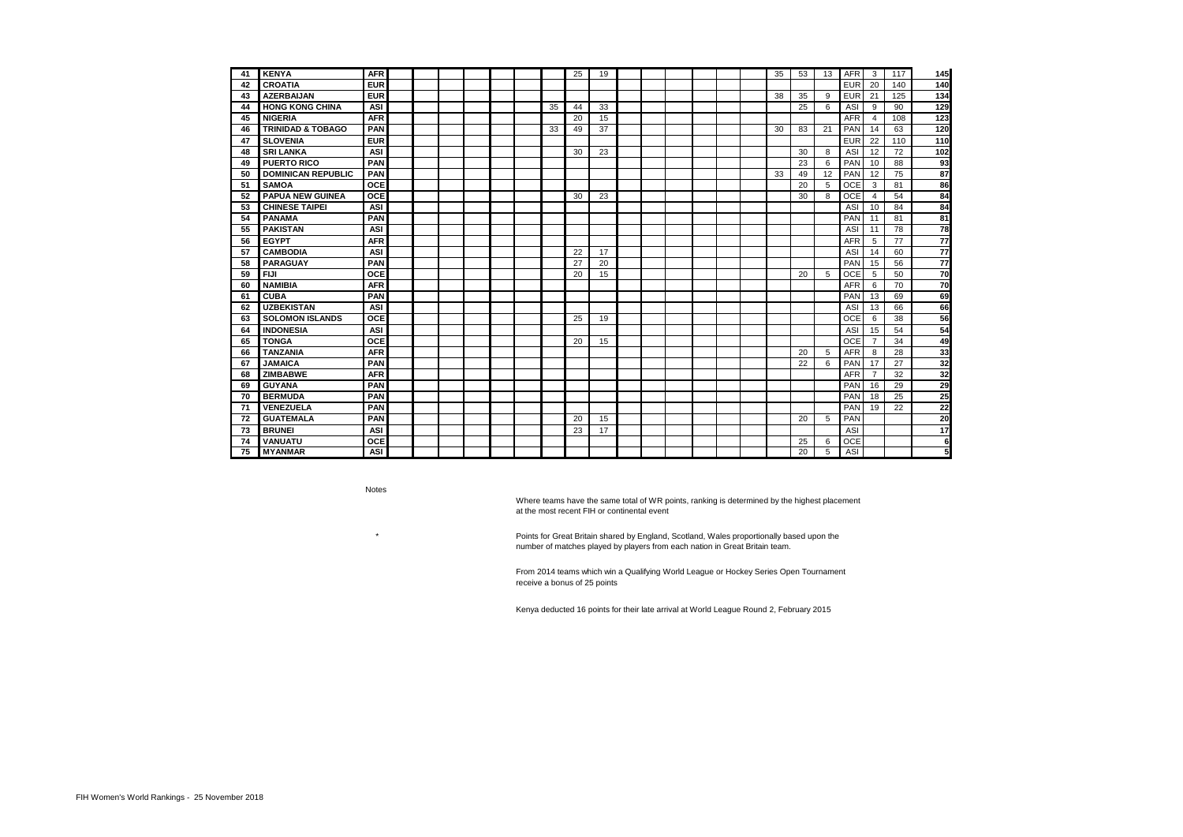| | | | | | | | | | | | | | | | | | | | | | | | | |
|---|---|---|---|---|---|---|---|---|---|---|---|---|---|---|---|---|---|---|---|---|---|---|---|---|
| 41 | **KENYA** | **AFR** | | | | | | | | 25 | 19 | | | | | | | 35 | 53 | 13 | AFR | 3 | 117 | **145** |
| 42 | **CROATIA** | **EUR** | | | | | | | | | | | | | | | | | | | EUR | 20 | 140 | **140** |
| 43 | **AZERBAIJAN** | **EUR** | | | | | | | | | | | | | | | | 38 | 35 | 9 | EUR | 21 | 125 | **134** |
| 44 | **HONG KONG CHINA** | **ASI** | | | | | | | 35 | 44 | 33 | | | | | | | | 25 | 6 | ASI | 9 | 90 | **129** |
| 45 | **NIGERIA** | **AFR** | | | | | | | | 20 | 15 | | | | | | | | | | AFR | 4 | 108 | **123** |
| 46 | **TRINIDAD & TOBAGO** | **PAN** | | | | | | | 33 | 49 | 37 | | | | | | | 30 | 83 | 21 | PAN | 14 | 63 | **120** |
| 47 | **SLOVENIA** | **EUR** | | | | | | | | | | | | | | | | | | | EUR | 22 | 110 | **110** |
| 48 | **SRI LANKA** | **ASI** | | | | | | | | 30 | 23 | | | | | | | | 30 | 8 | ASI | 12 | 72 | **102** |
| 49 | **PUERTO RICO** | **PAN** | | | | | | | | | | | | | | | | | 23 | 6 | PAN | 10 | 88 | **93** |
| 50 | **DOMINICAN REPUBLIC** | **PAN** | | | | | | | | | | | | | | | | 33 | 49 | 12 | PAN | 12 | 75 | **87** |
| 51 | **SAMOA** | **OCE** | | | | | | | | | | | | | | | | | 20 | 5 | OCE | 3 | 81 | **86** |
| 52 | **PAPUA NEW GUINEA** | **OCE** | | | | | | | | 30 | 23 | | | | | | | | 30 | 8 | OCE | 4 | 54 | **84** |
| 53 | **CHINESE TAIPEI** | **ASI** | | | | | | | | | | | | | | | | | | | ASI | 10 | 84 | **84** |
| 54 | **PANAMA** | **PAN** | | | | | | | | | | | | | | | | | | | PAN | 11 | 81 | **81** |
| 55 | **PAKISTAN** | **ASI** | | | | | | | | | | | | | | | | | | | ASI | 11 | 78 | **78** |
| 56 | **EGYPT** | **AFR** | | | | | | | | | | | | | | | | | | | AFR | 5 | 77 | **77** |
| 57 | **CAMBODIA** | **ASI** | | | | | | | | 22 | 17 | | | | | | | | | | ASI | 14 | 60 | **77** |
| 58 | **PARAGUAY** | **PAN** | | | | | | | | 27 | 20 | | | | | | | | | | PAN | 15 | 56 | **77** |
| 59 | **FIJI** | **OCE** | | | | | | | | 20 | 15 | | | | | | | | 20 | 5 | OCE | 5 | 50 | **70** |
| 60 | **NAMIBIA** | **AFR** | | | | | | | | | | | | | | | | | | | AFR | 6 | 70 | **70** |
| 61 | **CUBA** | **PAN** | | | | | | | | | | | | | | | | | | | PAN | 13 | 69 | **69** |
| 62 | **UZBEKISTAN** | **ASI** | | | | | | | | | | | | | | | | | | | ASI | 13 | 66 | **66** |
| 63 | **SOLOMON ISLANDS** | **OCE** | | | | | | | | 25 | 19 | | | | | | | | | | OCE | 6 | 38 | **56** |
| 64 | **INDONESIA** | **ASI** | | | | | | | | | | | | | | | | | | | ASI | 15 | 54 | **54** |
| 65 | **TONGA** | **OCE** | | | | | | | | 20 | 15 | | | | | | | | | | OCE | 7 | 34 | **49** |
| 66 | **TANZANIA** | **AFR** | | | | | | | | | | | | | | | | | 20 | 5 | AFR | 8 | 28 | **33** |
| 67 | **JAMAICA** | **PAN** | | | | | | | | | | | | | | | | | 22 | 6 | PAN | 17 | 27 | **32** |
| 68 | **ZIMBABWE** | **AFR** | | | | | | | | | | | | | | | | | | | AFR | 7 | 32 | **32** |
| 69 | **GUYANA** | **PAN** | | | | | | | | | | | | | | | | | | | PAN | 16 | 29 | **29** |
| 70 | **BERMUDA** | **PAN** | | | | | | | | | | | | | | | | | | | PAN | 18 | 25 | **25** |
| 71 | **VENEZUELA** | **PAN** | | | | | | | | | | | | | | | | | | | PAN | 19 | 22 | **22** |
| 72 | **GUATEMALA** | **PAN** | | | | | | | | 20 | 15 | | | | | | | | 20 | 5 | PAN | | | **20** |
| 73 | **BRUNEI** | **ASI** | | | | | | | | 23 | 17 | | | | | | | | | | ASI | | | **17** |
| 74 | **VANUATU** | **OCE** | | | | | | | | | | | | | | | | | 25 | 6 | OCE | | | **6** |
| 75 | **MYANMAR** | **ASI** | | | | | | | | | | | | | | | | | 20 | 5 | ASI | | | **5** |

Notes

Where teams have the same total of WR points, ranking is determined by the highest placement at the most recent FIH or continental event

\* Points for Great Britain shared by England, Scotland, Wales proportionally based upon the number of matches played by players from each nation in Great Britain team.

From 2014 teams which win a Qualifying World League or Hockey Series Open Tournament receive a bonus of 25 points

Kenya deducted 16 points for their late arrival at World League Round 2, February 2015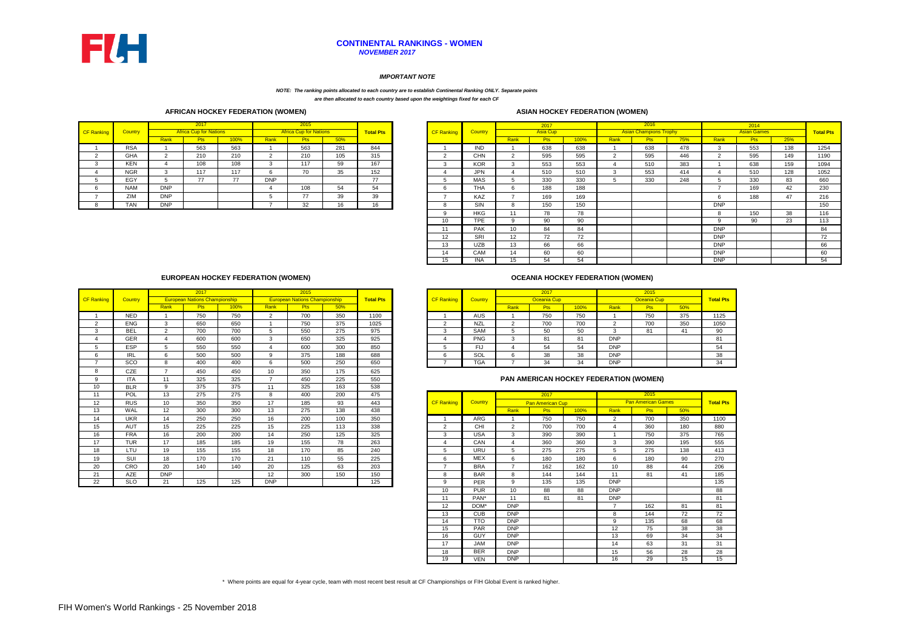# CONTINENTAL RANKINGS - WOMEN

*NOVEMBER 2017*

***IMPORTANT NOTE***

***NOTE: The ranking points allocated to each country are to establish Continental Ranking ONLY. Separate points are then allocated to each country based upon the weightings fixed for each CF***

## AFRICAN HOCKEY FEDERATION (WOMEN)

| CF Ranking | Country | 2017 Africa Cup for Nations | | | 2015 Africa Cup for Nations | | | Total Pts |
|---|---|---|---|---|---|---|---|---|
| | | Rank | Pts | 100% | Rank | Pts | 50% | |
| 1 | RSA | 1 | 563 | 563 | 1 | 563 | 281 | 844 |
| 2 | GHA | 2 | 210 | 210 | 2 | 210 | 105 | 315 |
| 3 | KEN | 4 | 108 | 108 | 3 | 117 | 59 | 167 |
| 4 | NGR | 3 | 117 | 117 | 6 | 70 | 35 | 152 |
| 5 | EGY | 5 | 77 | 77 | DNP | | | 77 |
| 6 | NAM | DNP | | | 4 | 108 | 54 | 54 |
| 7 | ZIM | DNP | | | 5 | 77 | 39 | 39 |
| 8 | TAN | DNP | | | 7 | 32 | 16 | 16 |

## ASIAN HOCKEY FEDERATION (WOMEN)

| CF Ranking | Country | 2017 Asia Cup | | | 2016 Asian Champions Trophy | | | 2014 Asian Games | | | Total Pts |
|---|---|---|---|---|---|---|---|---|---|---|---|
| | | Rank | Pts | 100% | Rank | Pts | 75% | Rank | Pts | 25% | |
| 1 | IND | 1 | 638 | 638 | 1 | 638 | 478 | 3 | 553 | 138 | 1254 |
| 2 | CHN | 2 | 595 | 595 | 2 | 595 | 446 | 2 | 595 | 149 | 1190 |
| 3 | KOR | 3 | 553 | 553 | 4 | 510 | 383 | 1 | 638 | 159 | 1094 |
| 4 | JPN | 4 | 510 | 510 | 3 | 553 | 414 | 4 | 510 | 128 | 1052 |
| 5 | MAS | 5 | 330 | 330 | 5 | 330 | 248 | 5 | 330 | 83 | 660 |
| 6 | THA | 6 | 188 | 188 | | | | 7 | 169 | 42 | 230 |
| 7 | KAZ | 7 | 169 | 169 | | | | 6 | 188 | 47 | 216 |
| 8 | SIN | 8 | 150 | 150 | | | | DNP | | | 150 |
| 9 | HKG | 11 | 78 | 78 | | | | 8 | 150 | 38 | 116 |
| 10 | TPE | 9 | 90 | 90 | | | | 9 | 90 | 23 | 113 |
| 11 | PAK | 10 | 84 | 84 | | | | DNP | | | 84 |
| 12 | SRI | 12 | 72 | 72 | | | | DNP | | | 72 |
| 13 | UZB | 13 | 66 | 66 | | | | DNP | | | 66 |
| 14 | CAM | 14 | 60 | 60 | | | | DNP | | | 60 |
| 15 | INA | 15 | 54 | 54 | | | | DNP | | | 54 |

## EUROPEAN HOCKEY FEDERATION (WOMEN)

| CF Ranking | Country | 2017 European Nations Championship | | | 2015 European Nations Championship | | | Total Pts |
|---|---|---|---|---|---|---|---|---|
| | | Rank | Pts | 100% | Rank | Pts | 50% | |
| 1 | NED | 1 | 750 | 750 | 2 | 700 | 350 | 1100 |
| 2 | ENG | 3 | 650 | 650 | 1 | 750 | 375 | 1025 |
| 3 | BEL | 2 | 700 | 700 | 5 | 550 | 275 | 975 |
| 4 | GER | 4 | 600 | 600 | 3 | 650 | 325 | 925 |
| 5 | ESP | 5 | 550 | 550 | 4 | 600 | 300 | 850 |
| 6 | IRL | 6 | 500 | 500 | 9 | 375 | 188 | 688 |
| 7 | SCO | 8 | 400 | 400 | 6 | 500 | 250 | 650 |
| 8 | CZE | 7 | 450 | 450 | 10 | 350 | 175 | 625 |
| 9 | ITA | 11 | 325 | 325 | 7 | 450 | 225 | 550 |
| 10 | BLR | 9 | 375 | 375 | 11 | 325 | 163 | 538 |
| 11 | POL | 13 | 275 | 275 | 8 | 400 | 200 | 475 |
| 12 | RUS | 10 | 350 | 350 | 17 | 185 | 93 | 443 |
| 13 | WAL | 12 | 300 | 300 | 13 | 275 | 138 | 438 |
| 14 | UKR | 14 | 250 | 250 | 16 | 200 | 100 | 350 |
| 15 | AUT | 15 | 225 | 225 | 15 | 225 | 113 | 338 |
| 16 | FRA | 16 | 200 | 200 | 14 | 250 | 125 | 325 |
| 17 | TUR | 17 | 185 | 185 | 19 | 155 | 78 | 263 |
| 18 | LTU | 19 | 155 | 155 | 18 | 170 | 85 | 240 |
| 19 | SUI | 18 | 170 | 170 | 21 | 110 | 55 | 225 |
| 20 | CRO | 20 | 140 | 140 | 20 | 125 | 63 | 203 |
| 21 | AZE | DNP | | | 12 | 300 | 150 | 150 |
| 22 | SLO | 21 | 125 | 125 | DNP | | | 125 |

## OCEANIA HOCKEY FEDERATION (WOMEN)

| CF Ranking | Country | 2017 Oceania Cup | | | 2015 Oceania Cup | | | Total Pts |
|---|---|---|---|---|---|---|---|---|
| | | Rank | Pts | 100% | Rank | Pts | 50% | |
| 1 | AUS | 1 | 750 | 750 | 1 | 750 | 375 | 1125 |
| 2 | NZL | 2 | 700 | 700 | 2 | 700 | 350 | 1050 |
| 3 | SAM | 5 | 50 | 50 | 3 | 81 | 41 | 90 |
| 4 | PNG | 3 | 81 | 81 | DNP | | | 81 |
| 5 | FIJ | 4 | 54 | 54 | DNP | | | 54 |
| 6 | SOL | 6 | 38 | 38 | DNP | | | 38 |
| 7 | TGA | 7 | 34 | 34 | DNP | | | 34 |

## PAN AMERICAN HOCKEY FEDERATION (WOMEN)

| CF Ranking | Country | 2017 Pan American Cup | | | 2015 Pan American Games | | | Total Pts |
|---|---|---|---|---|---|---|---|---|
| | | Rank | Pts | 100% | Rank | Pts | 50% | |
| 1 | ARG | 1 | 750 | 750 | 2 | 700 | 350 | 1100 |
| 2 | CHI | 2 | 700 | 700 | 4 | 360 | 180 | 880 |
| 3 | USA | 3 | 390 | 390 | 1 | 750 | 375 | 765 |
| 4 | CAN | 4 | 360 | 360 | 3 | 390 | 195 | 555 |
| 5 | URU | 5 | 275 | 275 | 5 | 275 | 138 | 413 |
| 6 | MEX | 6 | 180 | 180 | 6 | 180 | 90 | 270 |
| 7 | BRA | 7 | 162 | 162 | 10 | 88 | 44 | 206 |
| 8 | BAR | 8 | 144 | 144 | 11 | 81 | 41 | 185 |
| 9 | PER | 9 | 135 | 135 | DNP | | | 135 |
| 10 | PUR | 10 | 88 | 88 | DNP | | | 88 |
| 11 | PAN* | 11 | 81 | 81 | DNP | | | 81 |
| 12 | DOM* | DNP | | | 7 | 162 | 81 | 81 |
| 13 | CUB | DNP | | | 8 | 144 | 72 | 72 |
| 14 | TTO | DNP | | | 9 | 135 | 68 | 68 |
| 15 | PAR | DNP | | | 12 | 75 | 38 | 38 |
| 16 | GUY | DNP | | | 13 | 69 | 34 | 34 |
| 17 | JAM | DNP | | | 14 | 63 | 31 | 31 |
| 18 | BER | DNP | | | 15 | 56 | 28 | 28 |
| 19 | VEN | DNP | | | 16 | 29 | 15 | 15 |

\* Where points are equal for 4-year cycle, team with most recent best result at CF Championships or FIH Global Event is ranked higher.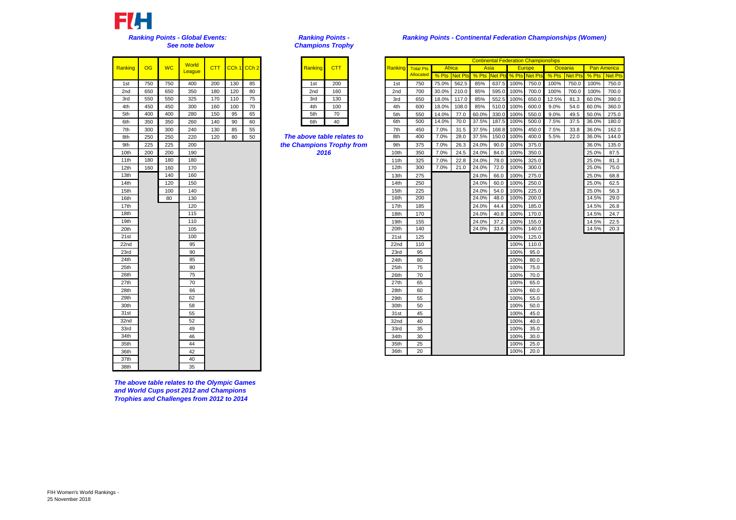**FIH**

*Ranking Points - Global Events: See note below*

| Ranking | OG | WC | World League | CTT | CCh 1 | CCh 2 |
|---|---|---|---|---|---|---|
| 1st | 750 | 750 | 400 | 200 | 130 | 85 |
| 2nd | 650 | 650 | 350 | 180 | 120 | 80 |
| 3rd | 550 | 550 | 325 | 170 | 110 | 75 |
| 4th | 450 | 450 | 300 | 160 | 100 | 70 |
| 5th | 400 | 400 | 280 | 150 | 95 | 65 |
| 6th | 350 | 350 | 260 | 140 | 90 | 60 |
| 7th | 300 | 300 | 240 | 130 | 85 | 55 |
| 8th | 250 | 250 | 220 | 120 | 80 | 50 |
| 9th | 225 | 225 | 200 | | | |
| 10th | 200 | 200 | 190 | | | |
| 11th | 180 | 180 | 180 | | | |
| 12th | 160 | 160 | 170 | | | |
| 13th | | 140 | 160 | | | |
| 14th | | 120 | 150 | | | |
| 15th | | 100 | 140 | | | |
| 16th | | 80 | 130 | | | |
| 17th | | | 120 | | | |
| 18th | | | 115 | | | |
| 19th | | | 110 | | | |
| 20th | | | 105 | | | |
| 21st | | | 100 | | | |
| 22nd | | | 95 | | | |
| 23rd | | | 90 | | | |
| 24th | | | 85 | | | |
| 25th | | | 80 | | | |
| 26th | | | 75 | | | |
| 27th | | | 70 | | | |
| 28th | | | 66 | | | |
| 29th | | | 62 | | | |
| 30th | | | 58 | | | |
| 31st | | | 55 | | | |
| 32nd | | | 52 | | | |
| 33rd | | | 49 | | | |
| 34th | | | 46 | | | |
| 35th | | | 44 | | | |
| 36th | | | 42 | | | |
| 37th | | | 40 | | | |
| 38th | | | 35 | | | |

*The above table relates to the Olympic Games and World Cups post 2012 and Champions Trophies and Challenges from 2012 to 2014*

*Ranking Points - Champions Trophy*

| Ranking | CTT |
|---|---|
| 1st | 200 |
| 2nd | 160 |
| 3rd | 130 |
| 4th | 100 |
| 5th | 70 |
| 6th | 40 |

*The above table relates to the Champions Trophy from 2016*

*Ranking Points - Continental Federation Championships (Women)*

| Ranking | Total Pts Allocated | Africa | | Asia | | Europe | | Oceania | | Pan America | |
|---|---|---|---|---|---|---|---|---|---|---|---|
| | | % Pts | Net Pts | % Pts | Net Pts | % Pts | Net Pts | % Pts | Net Pts | % Pts | Net Pts |
| 1st | 750 | 75.0% | 562.5 | 85% | 637.5 | 100% | 750.0 | 100% | 750.0 | 100% | 750.0 |
| 2nd | 700 | 30.0% | 210.0 | 85% | 595.0 | 100% | 700.0 | 100% | 700.0 | 100% | 700.0 |
| 3rd | 650 | 18.0% | 117.0 | 85% | 552.5 | 100% | 650.0 | 12.5% | 81.3 | 60.0% | 390.0 |
| 4th | 600 | 18.0% | 108.0 | 85% | 510.0 | 100% | 600.0 | 9.0% | 54.0 | 60.0% | 360.0 |
| 5th | 550 | 14.0% | 77.0 | 60.0% | 330.0 | 100% | 550.0 | 9.0% | 49.5 | 50.0% | 275.0 |
| 6th | 500 | 14.0% | 70.0 | 37.5% | 187.5 | 100% | 500.0 | 7.5% | 37.5 | 36.0% | 180.0 |
| 7th | 450 | 7.0% | 31.5 | 37.5% | 168.8 | 100% | 450.0 | 7.5% | 33.8 | 36.0% | 162.0 |
| 8th | 400 | 7.0% | 28.0 | 37.5% | 150.0 | 100% | 400.0 | 5.5% | 22.0 | 36.0% | 144.0 |
| 9th | 375 | 7.0% | 26.3 | 24.0% | 90.0 | 100% | 375.0 | | | 36.0% | 135.0 |
| 10th | 350 | 7.0% | 24.5 | 24.0% | 84.0 | 100% | 350.0 | | | 25.0% | 87.5 |
| 11th | 325 | 7.0% | 22.8 | 24.0% | 78.0 | 100% | 325.0 | | | 25.0% | 81.3 |
| 12th | 300 | 7.0% | 21.0 | 24.0% | 72.0 | 100% | 300.0 | | | 25.0% | 75.0 |
| 13th | 275 | | | 24.0% | 66.0 | 100% | 275.0 | | | 25.0% | 68.8 |
| 14th | 250 | | | 24.0% | 60.0 | 100% | 250.0 | | | 25.0% | 62.5 |
| 15th | 225 | | | 24.0% | 54.0 | 100% | 225.0 | | | 25.0% | 56.3 |
| 16th | 200 | | | 24.0% | 48.0 | 100% | 200.0 | | | 14.5% | 29.0 |
| 17th | 185 | | | 24.0% | 44.4 | 100% | 185.0 | | | 14.5% | 26.8 |
| 18th | 170 | | | 24.0% | 40.8 | 100% | 170.0 | | | 14.5% | 24.7 |
| 19th | 155 | | | 24.0% | 37.2 | 100% | 155.0 | | | 14.5% | 22.5 |
| 20th | 140 | | | 24.0% | 33.6 | 100% | 140.0 | | | 14.5% | 20.3 |
| 21st | 125 | | | | | 100% | 125.0 | | | | |
| 22nd | 110 | | | | | 100% | 110.0 | | | | |
| 23rd | 95 | | | | | 100% | 95.0 | | | | |
| 24th | 80 | | | | | 100% | 80.0 | | | | |
| 25th | 75 | | | | | 100% | 75.0 | | | | |
| 26th | 70 | | | | | 100% | 70.0 | | | | |
| 27th | 65 | | | | | 100% | 65.0 | | | | |
| 28th | 60 | | | | | 100% | 60.0 | | | | |
| 29th | 55 | | | | | 100% | 55.0 | | | | |
| 30th | 50 | | | | | 100% | 50.0 | | | | |
| 31st | 45 | | | | | 100% | 45.0 | | | | |
| 32nd | 40 | | | | | 100% | 40.0 | | | | |
| 33rd | 35 | | | | | 100% | 35.0 | | | | |
| 34th | 30 | | | | | 100% | 30.0 | | | | |
| 35th | 25 | | | | | 100% | 25.0 | | | | |
| 36th | 20 | | | | | 100% | 20.0 | | | | |

FIH Women's World Rankings - 25 November 2018